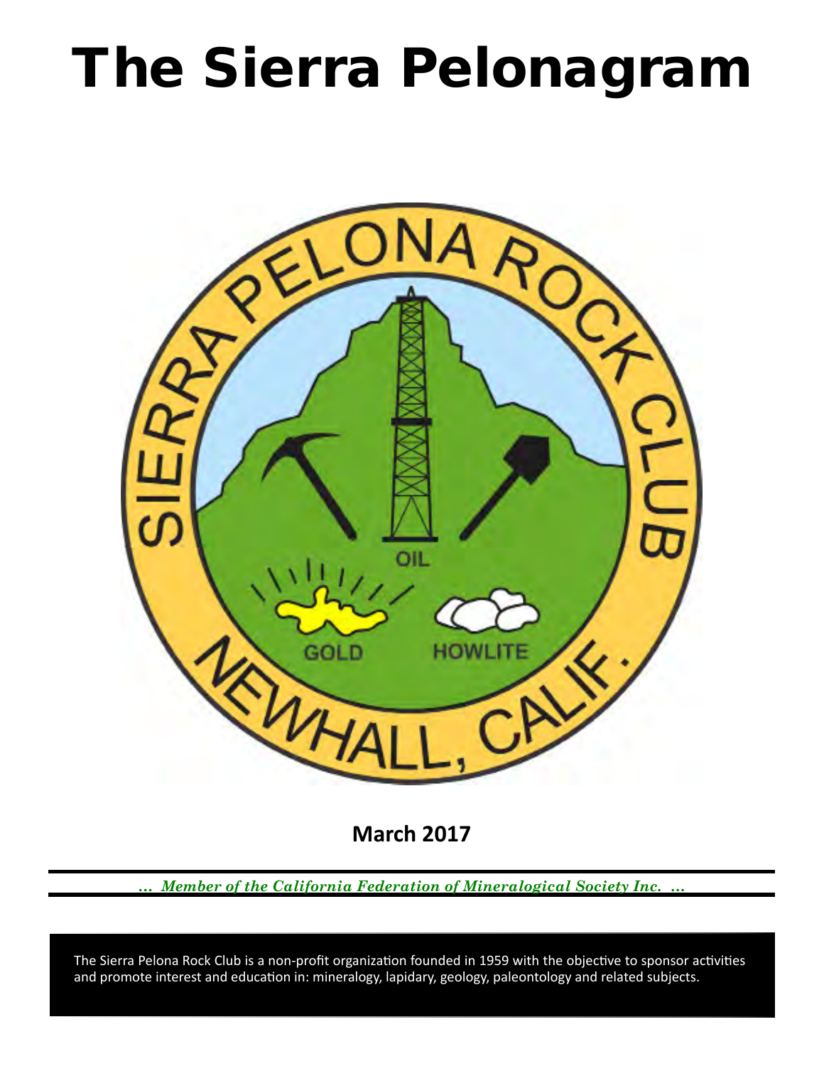# The Sierra Pelonagram

**March 2017**

*... Member of the California Federation of Mineralogical Society Inc. ...*

The Sierra Pelona Rock Club is a non-profit organization founded in 1959 with the objective to sponsor activities and promote interest and education in: mineralogy, lapidary, geology, paleontology and related subjects.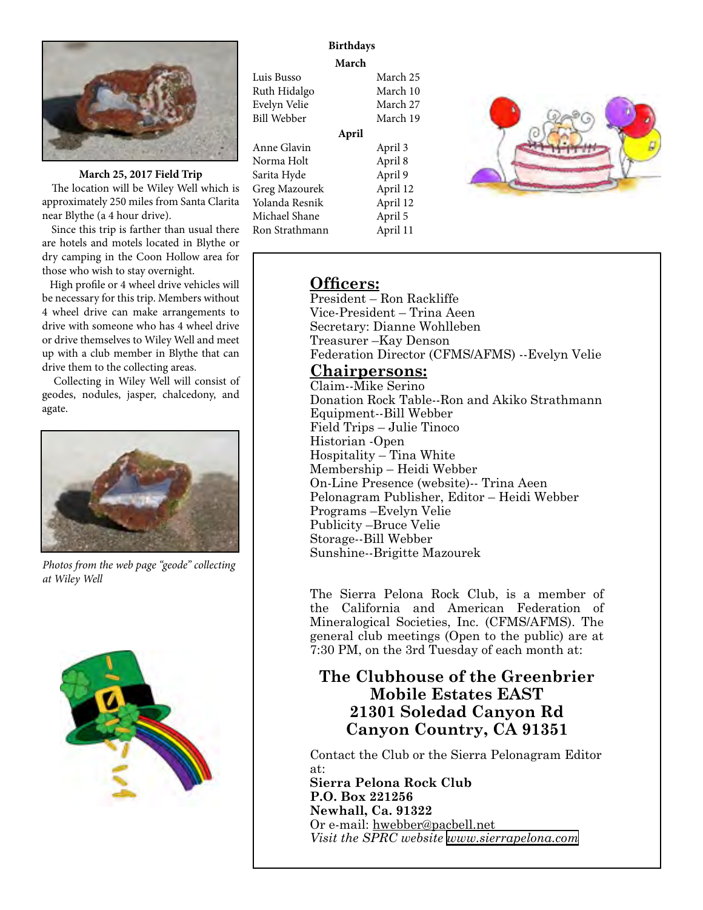**March 25, 2017 Field Trip**

The location will be Wiley Well which is approximately 250 miles from Santa Clarita near Blythe (a 4 hour drive).

Since this trip is farther than usual there are hotels and motels located in Blythe or dry camping in the Coon Hollow area for those who wish to stay overnight.

High profile or 4 wheel drive vehicles will be necessary for this trip. Members without 4 wheel drive can make arrangements to drive with someone who has 4 wheel drive or drive themselves to Wiley Well and meet up with a club member in Blythe that can drive them to the collecting areas.

Collecting in Wiley Well will consist of geodes, nodules, jasper, chalcedony, and agate.

*Photos from the web page "geode" collecting at Wiley Well*

**Birthdays**

**March**

| | |
|---|---|
| Luis Busso | March 25 |
| Ruth Hidalgo | March 10 |
| Evelyn Velie | March 27 |
| Bill Webber | March 19 |

**April**

| | |
|---|---|
| Anne Glavin | April 3 |
| Norma Holt | April 8 |
| Sarita Hyde | April 9 |
| Greg Mazourek | April 12 |
| Yolanda Resnik | April 12 |
| Michael Shane | April 5 |
| Ron Strathmann | April 11 |

## Officers:

President – Ron Rackliffe
Vice-President – Trina Aeen
Secretary: Dianne Wohlleben
Treasurer –Kay Denson
Federation Director (CFMS/AFMS) --Evelyn Velie

## Chairpersons:

Claim--Mike Serino
Donation Rock Table--Ron and Akiko Strathmann
Equipment--Bill Webber
Field Trips – Julie Tinoco
Historian -Open
Hospitality – Tina White
Membership – Heidi Webber
On-Line Presence (website)-- Trina Aeen
Pelonagram Publisher, Editor – Heidi Webber
Programs –Evelyn Velie
Publicity –Bruce Velie
Storage--Bill Webber
Sunshine--Brigitte Mazourek

The Sierra Pelona Rock Club, is a member of the California and American Federation of Mineralogical Societies, Inc. (CFMS/AFMS). The general club meetings (Open to the public) are at 7:30 PM, on the 3rd Tuesday of each month at:

**The Clubhouse of the Greenbrier Mobile Estates EAST**
**21301 Soledad Canyon Rd**
**Canyon Country, CA 91351**

Contact the Club or the Sierra Pelonagram Editor at:
**Sierra Pelona Rock Club**
**P.O. Box 221256**
**Newhall, Ca. 91322**
Or e-mail: hwebber@pacbell.net
*Visit the SPRC website www.sierrapelona.com*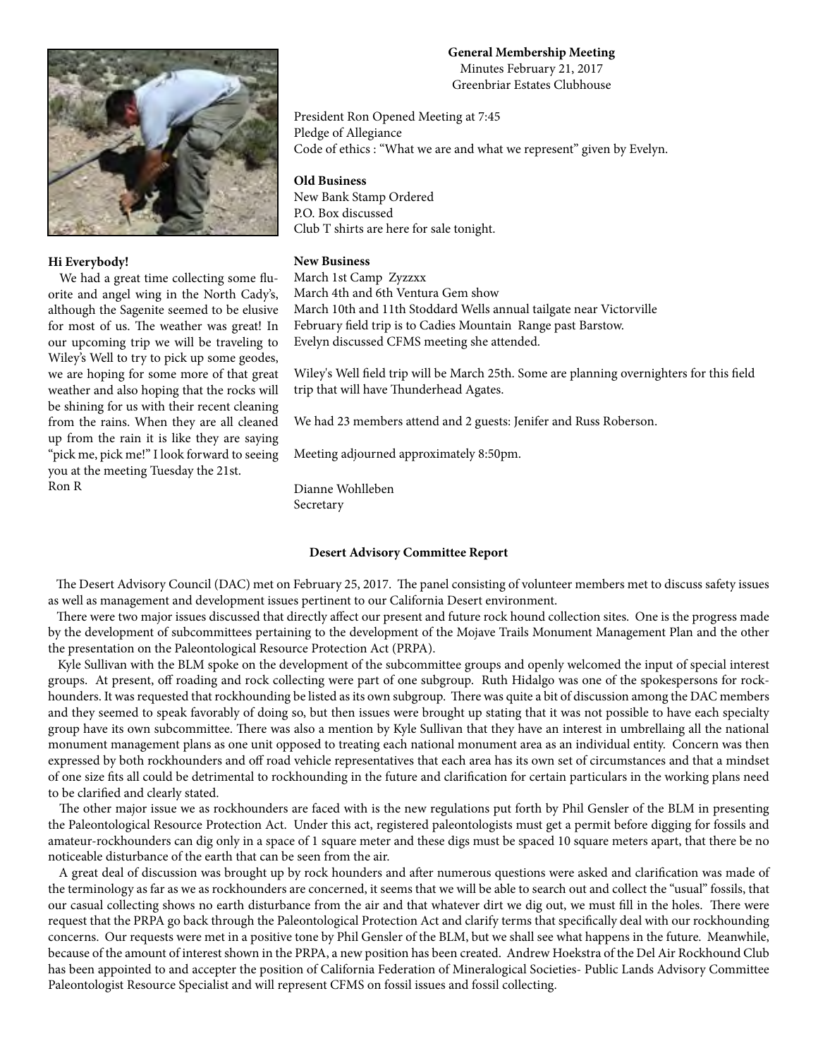**Hi Everybody!**

We had a great time collecting some fluorite and angel wing in the North Cady's, although the Sagenite seemed to be elusive for most of us. The weather was great! In our upcoming trip we will be traveling to Wiley's Well to try to pick up some geodes, we are hoping for some more of that great weather and also hoping that the rocks will be shining for us with their recent cleaning from the rains. When they are all cleaned up from the rain it is like they are saying "pick me, pick me!" I look forward to seeing you at the meeting Tuesday the 21st.
Ron R

**General Membership Meeting**
Minutes February 21, 2017
Greenbriar Estates Clubhouse

President Ron Opened Meeting at 7:45
Pledge of Allegiance
Code of ethics : "What we are and what we represent" given by Evelyn.

**Old Business**
New Bank Stamp Ordered
P.O. Box discussed
Club T shirts are here for sale tonight.

**New Business**
March 1st Camp Zyzzxx
March 4th and 6th Ventura Gem show
March 10th and 11th Stoddard Wells annual tailgate near Victorville
February field trip is to Cadies Mountain Range past Barstow.
Evelyn discussed CFMS meeting she attended.

Wiley's Well field trip will be March 25th. Some are planning overnighters for this field trip that will have Thunderhead Agates.

We had 23 members attend and 2 guests: Jenifer and Russ Roberson.

Meeting adjourned approximately 8:50pm.

Dianne Wohlleben
Secretary

**Desert Advisory Committee Report**

The Desert Advisory Council (DAC) met on February 25, 2017. The panel consisting of volunteer members met to discuss safety issues as well as management and development issues pertinent to our California Desert environment.

There were two major issues discussed that directly affect our present and future rock hound collection sites. One is the progress made by the development of subcommittees pertaining to the development of the Mojave Trails Monument Management Plan and the other the presentation on the Paleontological Resource Protection Act (PRPA).

Kyle Sullivan with the BLM spoke on the development of the subcommittee groups and openly welcomed the input of special interest groups. At present, off roading and rock collecting were part of one subgroup. Ruth Hidalgo was one of the spokespersons for rockhounders. It was requested that rockhounding be listed as its own subgroup. There was quite a bit of discussion among the DAC members and they seemed to speak favorably of doing so, but then issues were brought up stating that it was not possible to have each specialty group have its own subcommittee. There was also a mention by Kyle Sullivan that they have an interest in umbrellaing all the national monument management plans as one unit opposed to treating each national monument area as an individual entity. Concern was then expressed by both rockhounders and off road vehicle representatives that each area has its own set of circumstances and that a mindset of one size fits all could be detrimental to rockhounding in the future and clarification for certain particulars in the working plans need to be clarified and clearly stated.

The other major issue we as rockhounders are faced with is the new regulations put forth by Phil Gensler of the BLM in presenting the Paleontological Resource Protection Act. Under this act, registered paleontologists must get a permit before digging for fossils and amateur-rockhounders can dig only in a space of 1 square meter and these digs must be spaced 10 square meters apart, that there be no noticeable disturbance of the earth that can be seen from the air.

A great deal of discussion was brought up by rock hounders and after numerous questions were asked and clarification was made of the terminology as far as we as rockhounders are concerned, it seems that we will be able to search out and collect the "usual" fossils, that our casual collecting shows no earth disturbance from the air and that whatever dirt we dig out, we must fill in the holes. There were request that the PRPA go back through the Paleontological Protection Act and clarify terms that specifically deal with our rockhounding concerns. Our requests were met in a positive tone by Phil Gensler of the BLM, but we shall see what happens in the future. Meanwhile, because of the amount of interest shown in the PRPA, a new position has been created. Andrew Hoekstra of the Del Air Rockhound Club has been appointed to and accepter the position of California Federation of Mineralogical Societies- Public Lands Advisory Committee Paleontologist Resource Specialist and will represent CFMS on fossil issues and fossil collecting.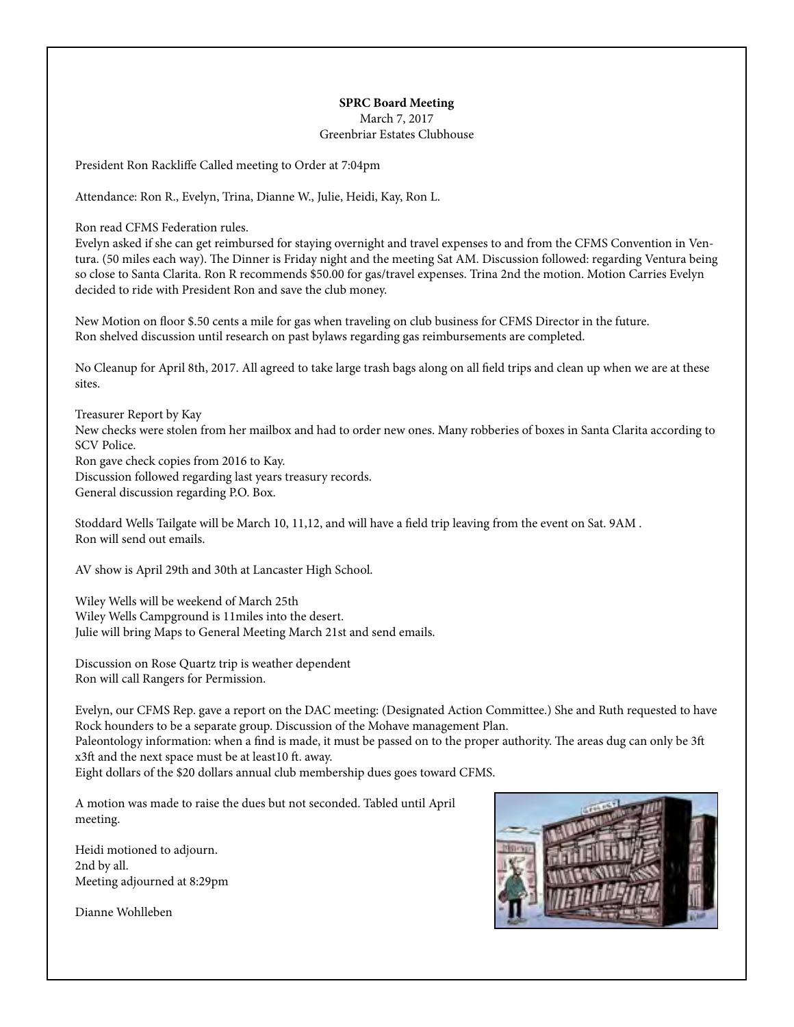**SPRC Board Meeting**
March 7, 2017
Greenbriar Estates Clubhouse

President Ron Rackliffe Called meeting to Order at 7:04pm

Attendance: Ron R., Evelyn, Trina, Dianne W., Julie, Heidi, Kay, Ron L.

Ron read CFMS Federation rules.
Evelyn asked if she can get reimbursed for staying overnight and travel expenses to and from the CFMS Convention in Ventura. (50 miles each way). The Dinner is Friday night and the meeting Sat AM. Discussion followed: regarding Ventura being so close to Santa Clarita. Ron R recommends $50.00 for gas/travel expenses. Trina 2nd the motion. Motion Carries Evelyn decided to ride with President Ron and save the club money.

New Motion on floor $.50 cents a mile for gas when traveling on club business for CFMS Director in the future.
Ron shelved discussion until research on past bylaws regarding gas reimbursements are completed.

No Cleanup for April 8th, 2017. All agreed to take large trash bags along on all field trips and clean up when we are at these sites.

Treasurer Report by Kay
New checks were stolen from her mailbox and had to order new ones. Many robberies of boxes in Santa Clarita according to SCV Police.
Ron gave check copies from 2016 to Kay.
Discussion followed regarding last years treasury records.
General discussion regarding P.O. Box.

Stoddard Wells Tailgate will be March 10, 11,12, and will have a field trip leaving from the event on Sat. 9AM .
Ron will send out emails.

AV show is April 29th and 30th at Lancaster High School.

Wiley Wells will be weekend of March 25th
Wiley Wells Campground is 11miles into the desert.
Julie will bring Maps to General Meeting March 21st and send emails.

Discussion on Rose Quartz trip is weather dependent
Ron will call Rangers for Permission.

Evelyn, our CFMS Rep. gave a report on the DAC meeting: (Designated Action Committee.) She and Ruth requested to have Rock hounders to be a separate group. Discussion of the Mohave management Plan.
Paleontology information: when a find is made, it must be passed on to the proper authority. The areas dug can only be 3ft x3ft and the next space must be at least10 ft. away.
Eight dollars of the $20 dollars annual club membership dues goes toward CFMS.

A motion was made to raise the dues but not seconded. Tabled until April meeting.

Heidi motioned to adjourn.
2nd by all.
Meeting adjourned at 8:29pm

Dianne Wohlleben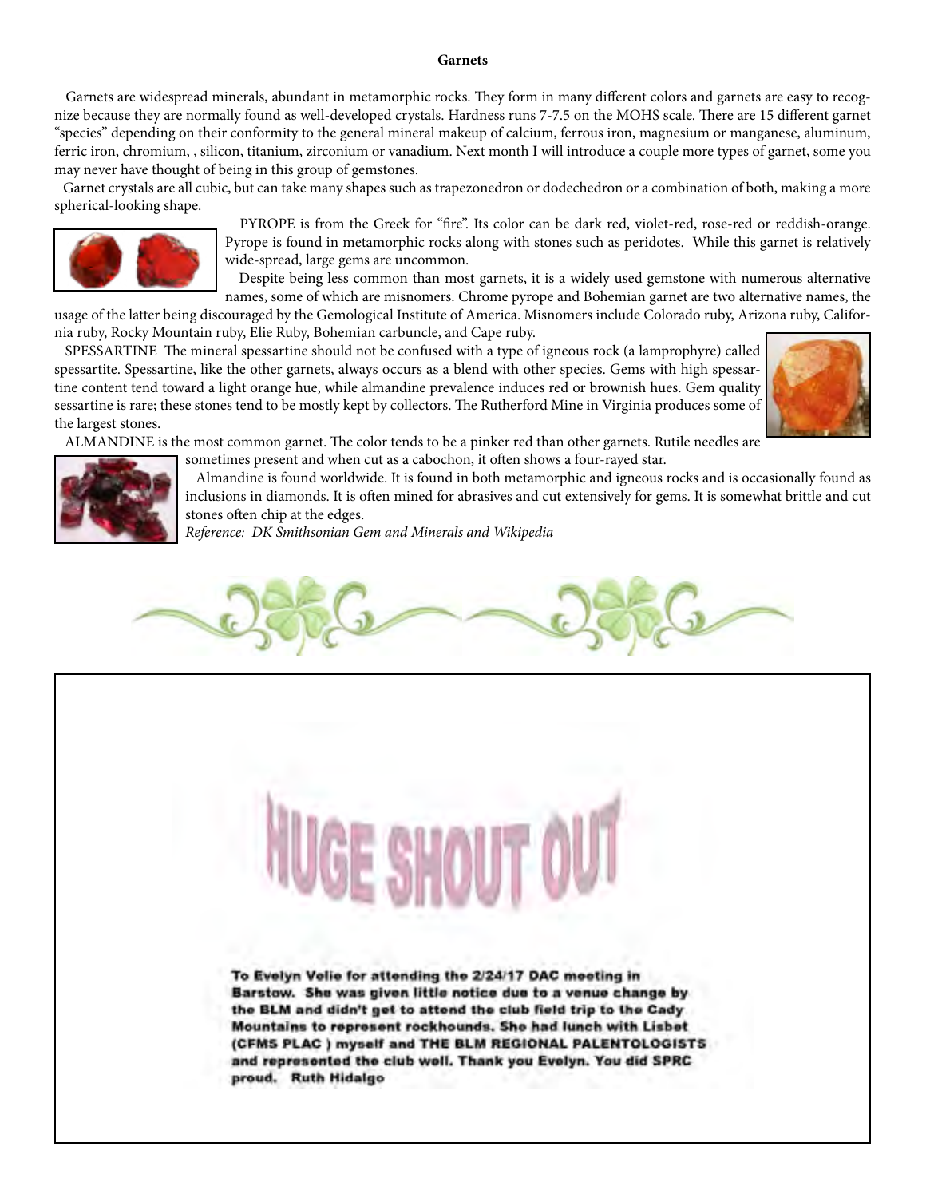**Garnets**

Garnets are widespread minerals, abundant in metamorphic rocks. They form in many different colors and garnets are easy to recognize because they are normally found as well-developed crystals. Hardness runs 7-7.5 on the MOHS scale. There are 15 different garnet "species" depending on their conformity to the general mineral makeup of calcium, ferrous iron, magnesium or manganese, aluminum, ferric iron, chromium, , silicon, titanium, zirconium or vanadium. Next month I will introduce a couple more types of garnet, some you may never have thought of being in this group of gemstones.

Garnet crystals are all cubic, but can take many shapes such as trapezonedron or dodechedron or a combination of both, making a more spherical-looking shape.

PYROPE is from the Greek for "fire". Its color can be dark red, violet-red, rose-red or reddish-orange. Pyrope is found in metamorphic rocks along with stones such as peridotes. While this garnet is relatively wide-spread, large gems are uncommon.

Despite being less common than most garnets, it is a widely used gemstone with numerous alternative names, some of which are misnomers. Chrome pyrope and Bohemian garnet are two alternative names, the usage of the latter being discouraged by the Gemological Institute of America. Misnomers include Colorado ruby, Arizona ruby, California ruby, Rocky Mountain ruby, Elie Ruby, Bohemian carbuncle, and Cape ruby.

SPESSARTINE The mineral spessartine should not be confused with a type of igneous rock (a lamprophyre) called spessartite. Spessartine, like the other garnets, always occurs as a blend with other species. Gems with high spessartine content tend toward a light orange hue, while almandine prevalence induces red or brownish hues. Gem quality sessartine is rare; these stones tend to be mostly kept by collectors. The Rutherford Mine in Virginia produces some of the largest stones.

ALMANDINE is the most common garnet. The color tends to be a pinker red than other garnets. Rutile needles are sometimes present and when cut as a cabochon, it often shows a four-rayed star.

Almandine is found worldwide. It is found in both metamorphic and igneous rocks and is occasionally found as inclusions in diamonds. It is often mined for abrasives and cut extensively for gems. It is somewhat brittle and cut stones often chip at the edges.

*Reference: DK Smithsonian Gem and Minerals and Wikipedia*

# HUGE SHOUT OUT

**To Evelyn Velie for attending the 2/24/17 DAC meeting in Barstow. She was given little notice due to a venue change by the BLM and didn't get to attend the club field trip to the Cady Mountains to represent rockhounds. She had lunch with Lisbet (CFMS PLAC ) myself and THE BLM REGIONAL PALENTOLOGISTS and represented the club well. Thank you Evelyn. You did SPRC proud. Ruth Hidalgo**